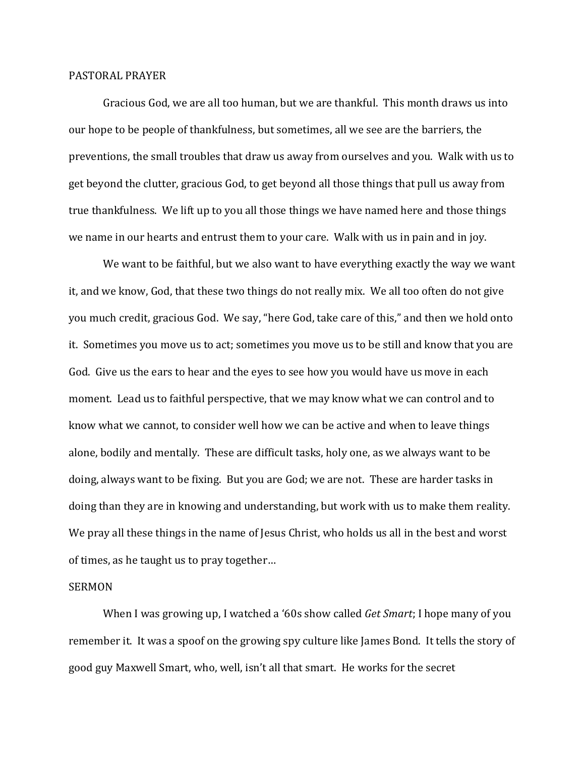## PASTORAL PRAYER

Gracious God, we are all too human, but we are thankful. This month draws us into our hope to be people of thankfulness, but sometimes, all we see are the barriers, the preventions, the small troubles that draw us away from ourselves and you. Walk with us to get beyond the clutter, gracious God, to get beyond all those things that pull us away from true thankfulness. We lift up to you all those things we have named here and those things we name in our hearts and entrust them to your care. Walk with us in pain and in joy.

We want to be faithful, but we also want to have everything exactly the way we want it, and we know, God, that these two things do not really mix. We all too often do not give you much credit, gracious God. We say, "here God, take care of this," and then we hold onto it. Sometimes you move us to act; sometimes you move us to be still and know that you are God. Give us the ears to hear and the eyes to see how you would have us move in each moment. Lead us to faithful perspective, that we may know what we can control and to know what we cannot, to consider well how we can be active and when to leave things alone, bodily and mentally. These are difficult tasks, holy one, as we always want to be doing, always want to be fixing. But you are God; we are not. These are harder tasks in doing than they are in knowing and understanding, but work with us to make them reality. We pray all these things in the name of Jesus Christ, who holds us all in the best and worst of times, as he taught us to pray together…

## SERMON

When I was growing up, I watched a '60s show called *Get Smart*; I hope many of you remember it. It was a spoof on the growing spy culture like James Bond. It tells the story of good guy Maxwell Smart, who, well, isn't all that smart. He works for the secret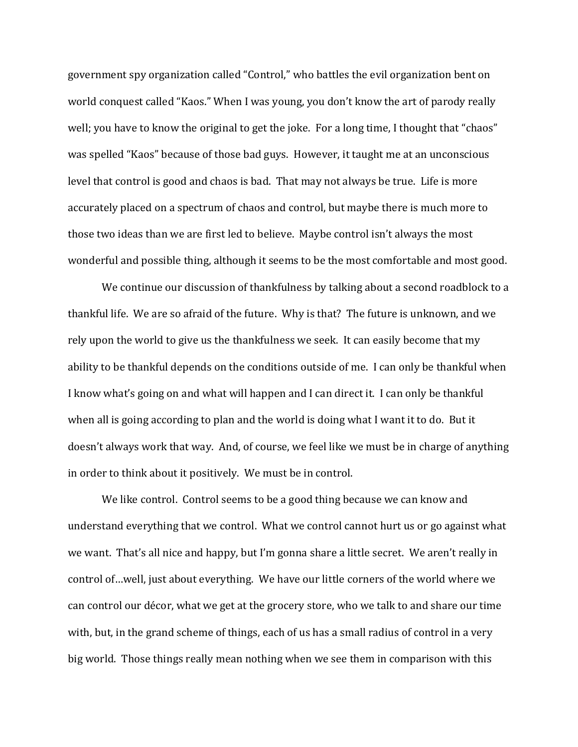government spy organization called "Control," who battles the evil organization bent on world conquest called "Kaos." When I was young, you don't know the art of parody really well; you have to know the original to get the joke. For a long time, I thought that "chaos" was spelled "Kaos" because of those bad guys. However, it taught me at an unconscious level that control is good and chaos is bad. That may not always be true. Life is more accurately placed on a spectrum of chaos and control, but maybe there is much more to those two ideas than we are first led to believe. Maybe control isn't always the most wonderful and possible thing, although it seems to be the most comfortable and most good.

We continue our discussion of thankfulness by talking about a second roadblock to a thankful life. We are so afraid of the future. Why is that? The future is unknown, and we rely upon the world to give us the thankfulness we seek. It can easily become that my ability to be thankful depends on the conditions outside of me. I can only be thankful when I know what's going on and what will happen and I can direct it. I can only be thankful when all is going according to plan and the world is doing what I want it to do. But it doesn't always work that way. And, of course, we feel like we must be in charge of anything in order to think about it positively. We must be in control.

We like control. Control seems to be a good thing because we can know and understand everything that we control. What we control cannot hurt us or go against what we want. That's all nice and happy, but I'm gonna share a little secret. We aren't really in control of…well, just about everything. We have our little corners of the world where we can control our décor, what we get at the grocery store, who we talk to and share our time with, but, in the grand scheme of things, each of us has a small radius of control in a very big world. Those things really mean nothing when we see them in comparison with this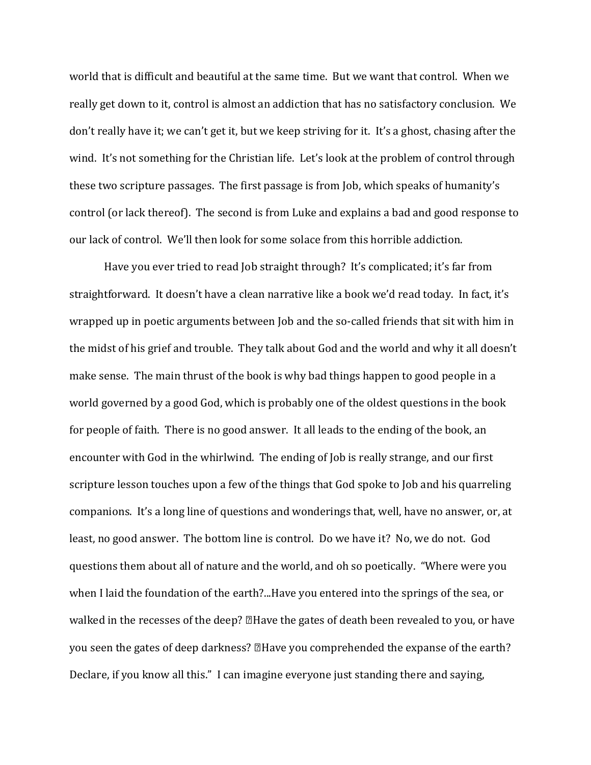world that is difficult and beautiful at the same time. But we want that control. When we really get down to it, control is almost an addiction that has no satisfactory conclusion. We don't really have it; we can't get it, but we keep striving for it. It's a ghost, chasing after the wind. It's not something for the Christian life. Let's look at the problem of control through these two scripture passages. The first passage is from Job, which speaks of humanity's control (or lack thereof). The second is from Luke and explains a bad and good response to our lack of control. We'll then look for some solace from this horrible addiction.

Have you ever tried to read Job straight through? It's complicated; it's far from straightforward. It doesn't have a clean narrative like a book we'd read today. In fact, it's wrapped up in poetic arguments between Job and the so-called friends that sit with him in the midst of his grief and trouble. They talk about God and the world and why it all doesn't make sense. The main thrust of the book is why bad things happen to good people in a world governed by a good God, which is probably one of the oldest questions in the book for people of faith. There is no good answer. It all leads to the ending of the book, an encounter with God in the whirlwind. The ending of Job is really strange, and our first scripture lesson touches upon a few of the things that God spoke to Job and his quarreling companions. It's a long line of questions and wonderings that, well, have no answer, or, at least, no good answer. The bottom line is control. Do we have it? No, we do not. God questions them about all of nature and the world, and oh so poetically. "Where were you when I laid the foundation of the earth?...Have you entered into the springs of the sea, or walked in the recesses of the deep? Have the gates of death been revealed to you, or have you seen the gates of deep darkness? Have you comprehended the expanse of the earth? Declare, if you know all this." I can imagine everyone just standing there and saying,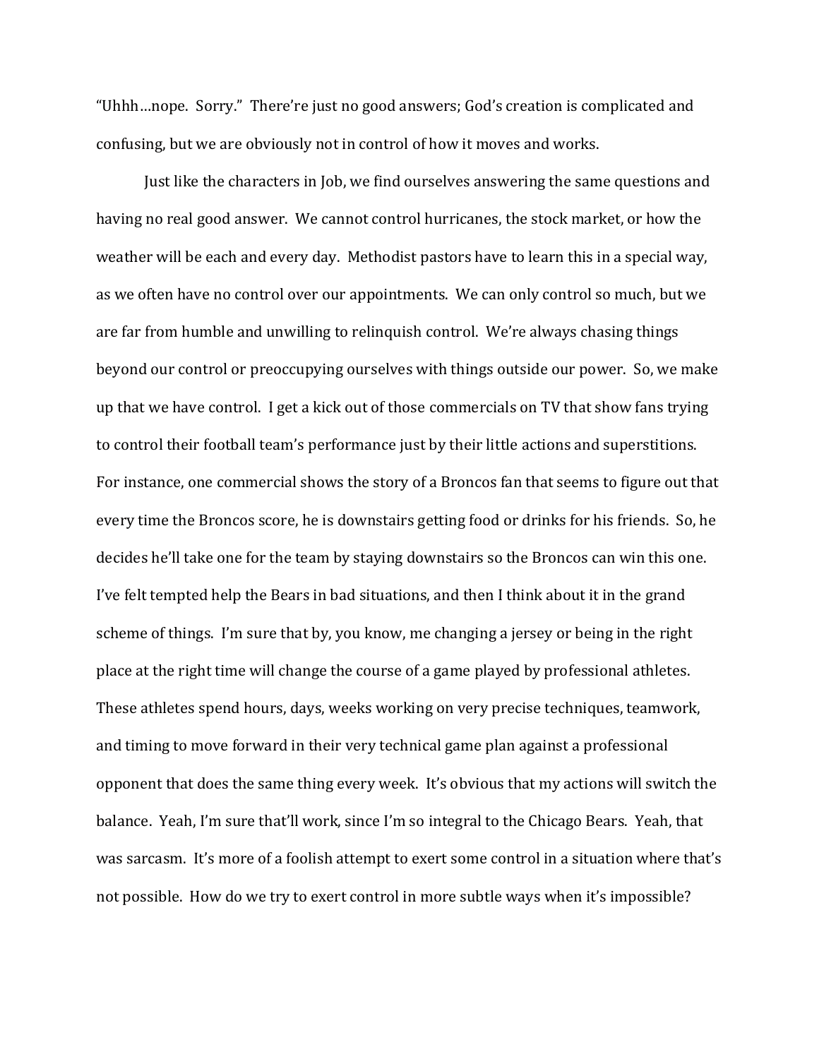"Uhhh…nope. Sorry." There're just no good answers; God's creation is complicated and confusing, but we are obviously not in control of how it moves and works.

Just like the characters in Job, we find ourselves answering the same questions and having no real good answer. We cannot control hurricanes, the stock market, or how the weather will be each and every day. Methodist pastors have to learn this in a special way, as we often have no control over our appointments. We can only control so much, but we are far from humble and unwilling to relinquish control. We're always chasing things beyond our control or preoccupying ourselves with things outside our power. So, we make up that we have control. I get a kick out of those commercials on TV that show fans trying to control their football team's performance just by their little actions and superstitions. For instance, one commercial shows the story of a Broncos fan that seems to figure out that every time the Broncos score, he is downstairs getting food or drinks for his friends. So, he decides he'll take one for the team by staying downstairs so the Broncos can win this one. I've felt tempted help the Bears in bad situations, and then I think about it in the grand scheme of things. I'm sure that by, you know, me changing a jersey or being in the right place at the right time will change the course of a game played by professional athletes. These athletes spend hours, days, weeks working on very precise techniques, teamwork, and timing to move forward in their very technical game plan against a professional opponent that does the same thing every week. It's obvious that my actions will switch the balance. Yeah, I'm sure that'll work, since I'm so integral to the Chicago Bears. Yeah, that was sarcasm. It's more of a foolish attempt to exert some control in a situation where that's not possible. How do we try to exert control in more subtle ways when it's impossible?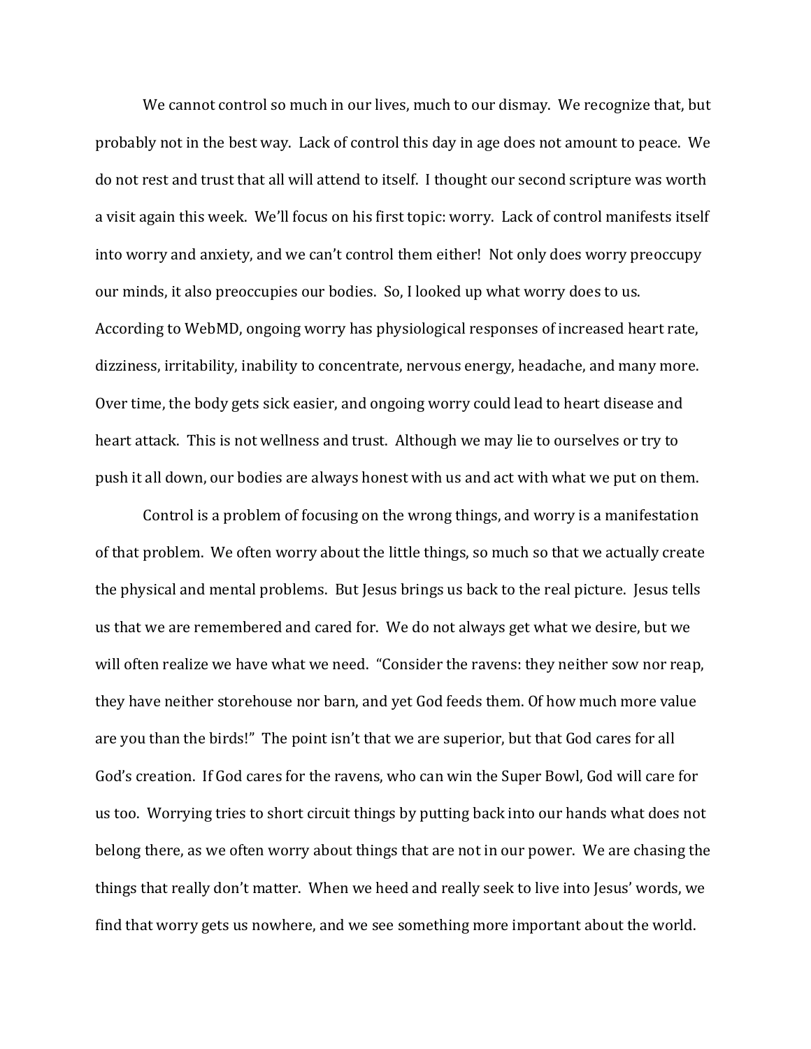We cannot control so much in our lives, much to our dismay. We recognize that, but probably not in the best way. Lack of control this day in age does not amount to peace. We do not rest and trust that all will attend to itself. I thought our second scripture was worth a visit again this week. We'll focus on his first topic: worry. Lack of control manifests itself into worry and anxiety, and we can't control them either! Not only does worry preoccupy our minds, it also preoccupies our bodies. So, I looked up what worry does to us. According to WebMD, ongoing worry has physiological responses of increased heart rate, dizziness, irritability, inability to concentrate, nervous energy, headache, and many more. Over time, the body gets sick easier, and ongoing worry could lead to heart disease and heart attack. This is not wellness and trust. Although we may lie to ourselves or try to push it all down, our bodies are always honest with us and act with what we put on them.

Control is a problem of focusing on the wrong things, and worry is a manifestation of that problem. We often worry about the little things, so much so that we actually create the physical and mental problems. But Jesus brings us back to the real picture. Jesus tells us that we are remembered and cared for. We do not always get what we desire, but we will often realize we have what we need. "Consider the ravens: they neither sow nor reap, they have neither storehouse nor barn, and yet God feeds them. Of how much more value are you than the birds!" The point isn't that we are superior, but that God cares for all God's creation. If God cares for the ravens, who can win the Super Bowl, God will care for us too. Worrying tries to short circuit things by putting back into our hands what does not belong there, as we often worry about things that are not in our power. We are chasing the things that really don't matter. When we heed and really seek to live into Jesus' words, we find that worry gets us nowhere, and we see something more important about the world.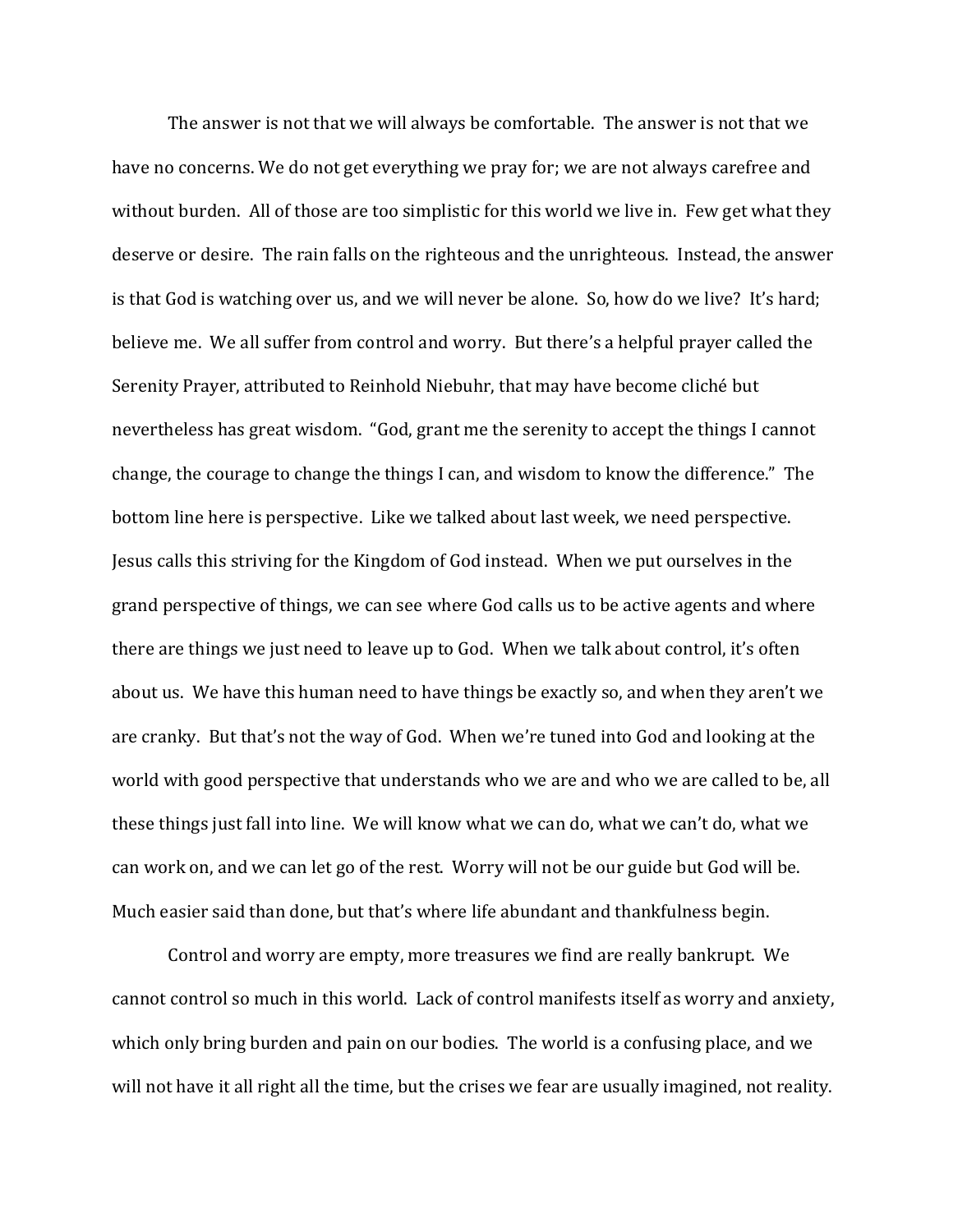The answer is not that we will always be comfortable. The answer is not that we have no concerns. We do not get everything we pray for; we are not always carefree and without burden. All of those are too simplistic for this world we live in. Few get what they deserve or desire. The rain falls on the righteous and the unrighteous. Instead, the answer is that God is watching over us, and we will never be alone. So, how do we live? It's hard; believe me. We all suffer from control and worry. But there's a helpful prayer called the Serenity Prayer, attributed to Reinhold Niebuhr, that may have become cliché but nevertheless has great wisdom. "God, grant me the serenity to accept the things I cannot change, the courage to change the things I can, and wisdom to know the difference." The bottom line here is perspective. Like we talked about last week, we need perspective. Jesus calls this striving for the Kingdom of God instead. When we put ourselves in the grand perspective of things, we can see where God calls us to be active agents and where there are things we just need to leave up to God. When we talk about control, it's often about us. We have this human need to have things be exactly so, and when they aren't we are cranky. But that's not the way of God. When we're tuned into God and looking at the world with good perspective that understands who we are and who we are called to be, all these things just fall into line. We will know what we can do, what we can't do, what we can work on, and we can let go of the rest. Worry will not be our guide but God will be. Much easier said than done, but that's where life abundant and thankfulness begin.

Control and worry are empty, more treasures we find are really bankrupt. We cannot control so much in this world. Lack of control manifests itself as worry and anxiety, which only bring burden and pain on our bodies. The world is a confusing place, and we will not have it all right all the time, but the crises we fear are usually imagined, not reality.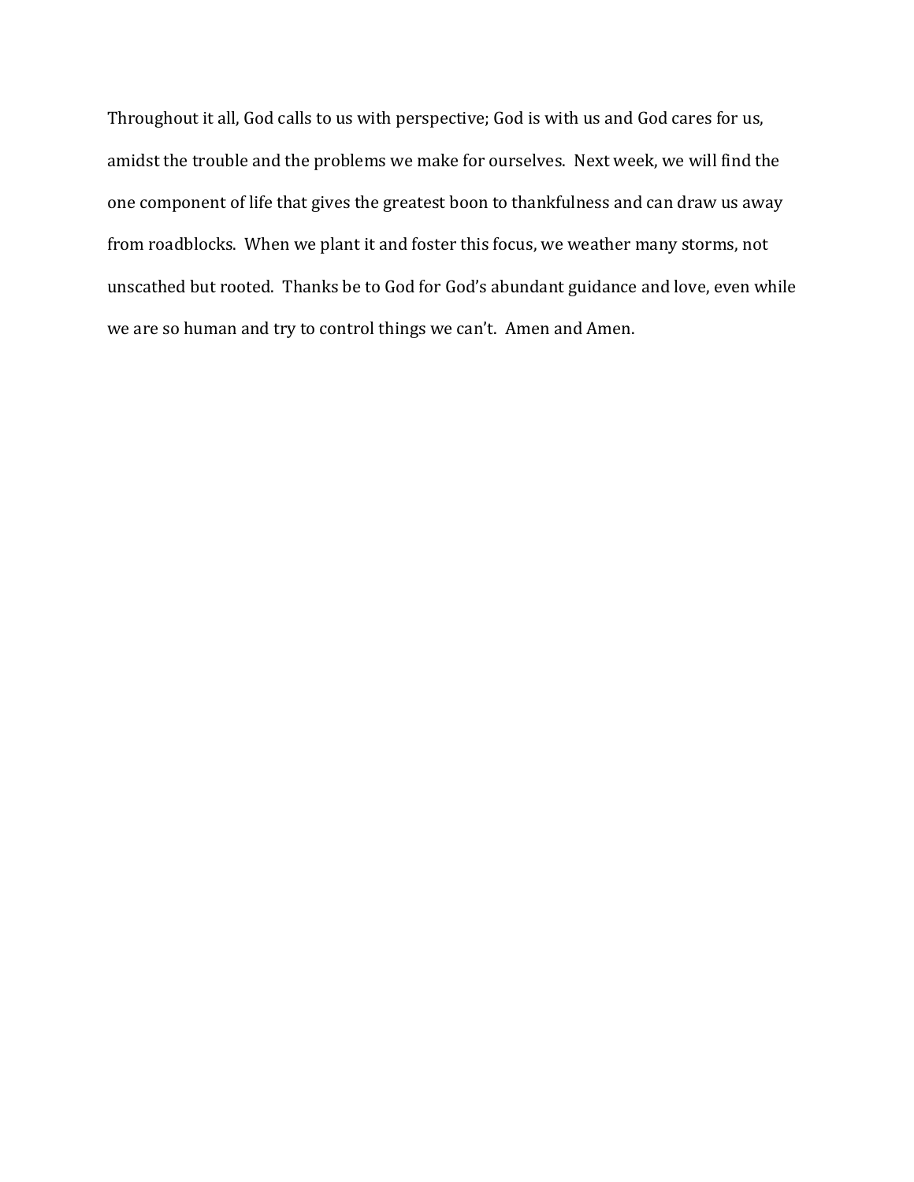Throughout it all, God calls to us with perspective; God is with us and God cares for us, amidst the trouble and the problems we make for ourselves. Next week, we will find the one component of life that gives the greatest boon to thankfulness and can draw us away from roadblocks. When we plant it and foster this focus, we weather many storms, not unscathed but rooted. Thanks be to God for God's abundant guidance and love, even while we are so human and try to control things we can't. Amen and Amen.